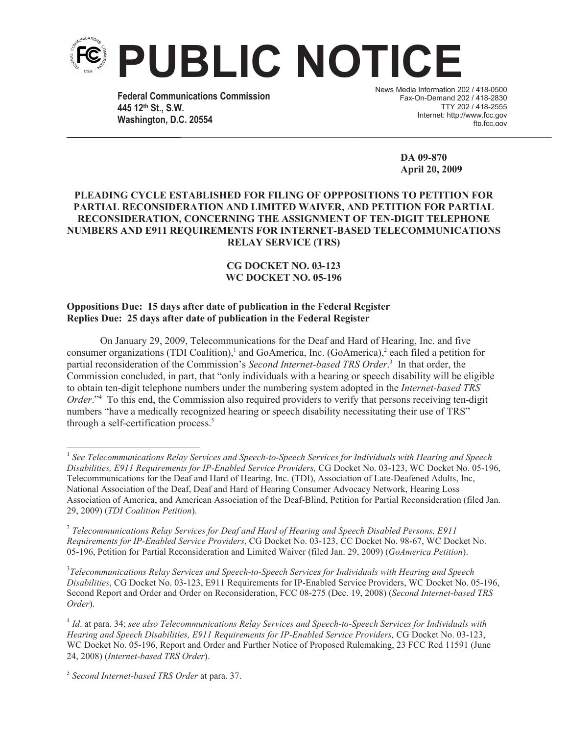# PUBLIC NOTICE

**Federal Communications Commission**
**445 12th St., S.W.**
**Washington, D.C. 20554**

News Media Information 202 / 418-0500
Fax-On-Demand 202 / 418-2830
TTY 202 / 418-2555
Internet: http://www.fcc.gov
ftp.fcc.gov

**DA 09-870**
**April 20, 2009**

**PLEADING CYCLE ESTABLISHED FOR FILING OF OPPPOSITIONS TO PETITION FOR PARTIAL RECONSIDERATION AND LIMITED WAIVER, AND PETITION FOR PARTIAL RECONSIDERATION, CONCERNING THE ASSIGNMENT OF TEN-DIGIT TELEPHONE NUMBERS AND E911 REQUIREMENTS FOR INTERNET-BASED TELECOMMUNICATIONS RELAY SERVICE (TRS)**

**CG DOCKET NO. 03-123**
**WC DOCKET NO. 05-196**

**Oppositions Due: 15 days after date of publication in the Federal Register**
**Replies Due: 25 days after date of publication in the Federal Register**

On January 29, 2009, Telecommunications for the Deaf and Hard of Hearing, Inc. and five consumer organizations (TDI Coalition),[1] and GoAmerica, Inc. (GoAmerica),[2] each filed a petition for partial reconsideration of the Commission's *Second Internet-based TRS Order*.[3] In that order, the Commission concluded, in part, that "only individuals with a hearing or speech disability will be eligible to obtain ten-digit telephone numbers under the numbering system adopted in the *Internet-based TRS Order*."[4] To this end, the Commission also required providers to verify that persons receiving ten-digit numbers "have a medically recognized hearing or speech disability necessitating their use of TRS" through a self-certification process.[5]

---

[1] *See Telecommunications Relay Services and Speech-to-Speech Services for Individuals with Hearing and Speech Disabilities, E911 Requirements for IP-Enabled Service Providers,* CG Docket No. 03-123, WC Docket No. 05-196, Telecommunications for the Deaf and Hard of Hearing, Inc. (TDI), Association of Late-Deafened Adults, Inc, National Association of the Deaf, Deaf and Hard of Hearing Consumer Advocacy Network, Hearing Loss Association of America, and American Association of the Deaf-Blind, Petition for Partial Reconsideration (filed Jan. 29, 2009) (*TDI Coalition Petition*).

[2] *Telecommunications Relay Services for Deaf and Hard of Hearing and Speech Disabled Persons, E911 Requirements for IP-Enabled Service Providers*, CG Docket No. 03-123, CC Docket No. 98-67, WC Docket No. 05-196, Petition for Partial Reconsideration and Limited Waiver (filed Jan. 29, 2009) (*GoAmerica Petition*).

[3] *Telecommunications Relay Services and Speech-to-Speech Services for Individuals with Hearing and Speech Disabilities*, CG Docket No. 03-123, E911 Requirements for IP-Enabled Service Providers, WC Docket No. 05-196, Second Report and Order and Order on Reconsideration, FCC 08-275 (Dec. 19, 2008) (*Second Internet-based TRS Order*).

[4] *Id*. at para. 34; *see also Telecommunications Relay Services and Speech-to-Speech Services for Individuals with Hearing and Speech Disabilities, E911 Requirements for IP-Enabled Service Providers,* CG Docket No. 03-123, WC Docket No. 05-196, Report and Order and Further Notice of Proposed Rulemaking, 23 FCC Rcd 11591 (June 24, 2008) (*Internet-based TRS Order*).

[5] *Second Internet-based TRS Order* at para. 37.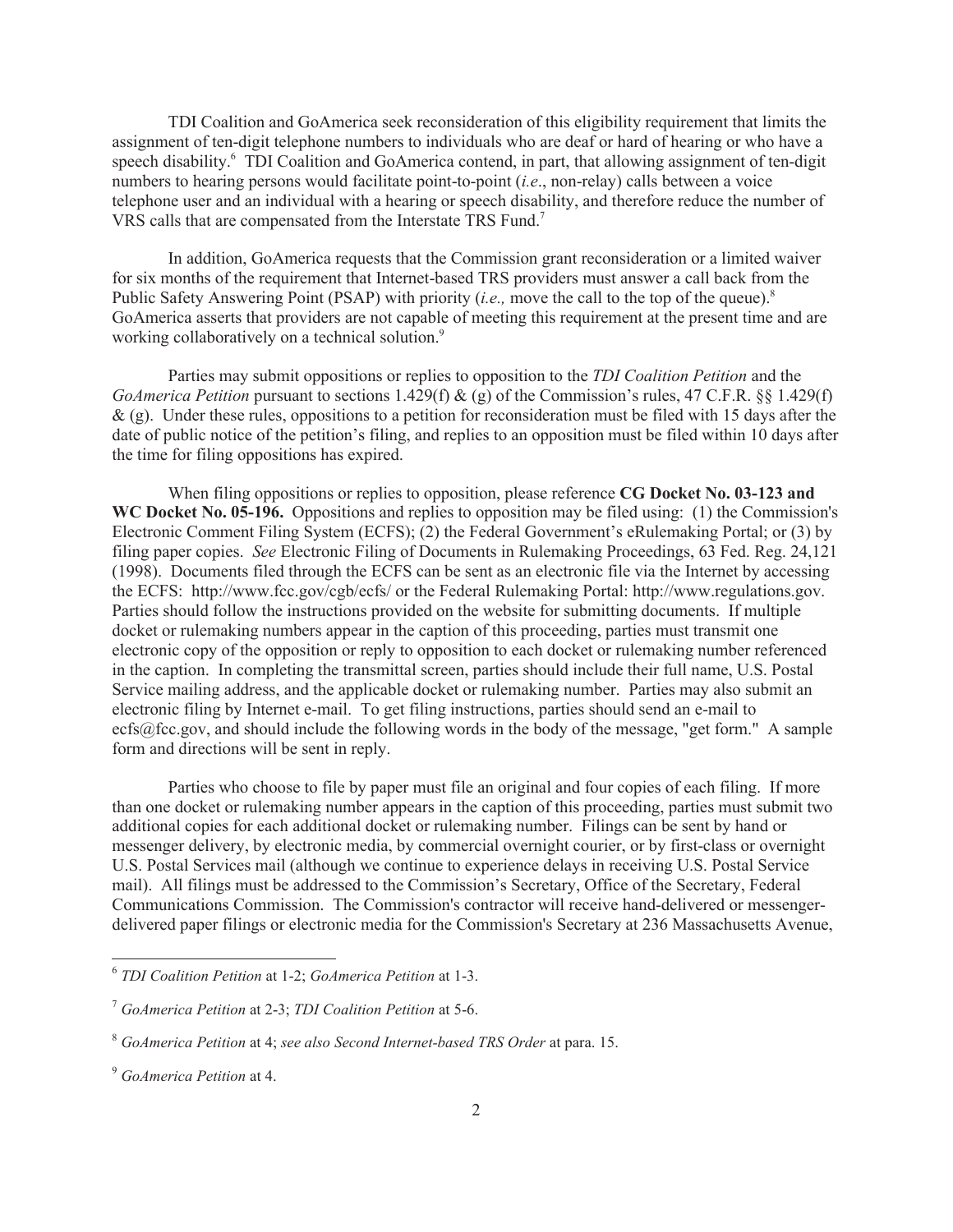TDI Coalition and GoAmerica seek reconsideration of this eligibility requirement that limits the assignment of ten-digit telephone numbers to individuals who are deaf or hard of hearing or who have a speech disability.[6] TDI Coalition and GoAmerica contend, in part, that allowing assignment of ten-digit numbers to hearing persons would facilitate point-to-point (*i.e*., non-relay) calls between a voice telephone user and an individual with a hearing or speech disability, and therefore reduce the number of VRS calls that are compensated from the Interstate TRS Fund.[7]

In addition, GoAmerica requests that the Commission grant reconsideration or a limited waiver for six months of the requirement that Internet-based TRS providers must answer a call back from the Public Safety Answering Point (PSAP) with priority (*i.e.,* move the call to the top of the queue).[8] GoAmerica asserts that providers are not capable of meeting this requirement at the present time and are working collaboratively on a technical solution.[9]

Parties may submit oppositions or replies to opposition to the *TDI Coalition Petition* and the *GoAmerica Petition* pursuant to sections 1.429(f) & (g) of the Commission's rules, 47 C.F.R. §§ 1.429(f) & (g). Under these rules, oppositions to a petition for reconsideration must be filed with 15 days after the date of public notice of the petition's filing, and replies to an opposition must be filed within 10 days after the time for filing oppositions has expired.

When filing oppositions or replies to opposition, please reference **CG Docket No. 03-123 and WC Docket No. 05-196.** Oppositions and replies to opposition may be filed using: (1) the Commission's Electronic Comment Filing System (ECFS); (2) the Federal Government's eRulemaking Portal; or (3) by filing paper copies. *See* Electronic Filing of Documents in Rulemaking Proceedings, 63 Fed. Reg. 24,121 (1998). Documents filed through the ECFS can be sent as an electronic file via the Internet by accessing the ECFS: http://www.fcc.gov/cgb/ecfs/ or the Federal Rulemaking Portal: http://www.regulations.gov. Parties should follow the instructions provided on the website for submitting documents. If multiple docket or rulemaking numbers appear in the caption of this proceeding, parties must transmit one electronic copy of the opposition or reply to opposition to each docket or rulemaking number referenced in the caption. In completing the transmittal screen, parties should include their full name, U.S. Postal Service mailing address, and the applicable docket or rulemaking number. Parties may also submit an electronic filing by Internet e-mail. To get filing instructions, parties should send an e-mail to ecfs@fcc.gov, and should include the following words in the body of the message, "get form." A sample form and directions will be sent in reply.

Parties who choose to file by paper must file an original and four copies of each filing. If more than one docket or rulemaking number appears in the caption of this proceeding, parties must submit two additional copies for each additional docket or rulemaking number. Filings can be sent by hand or messenger delivery, by electronic media, by commercial overnight courier, or by first-class or overnight U.S. Postal Services mail (although we continue to experience delays in receiving U.S. Postal Service mail). All filings must be addressed to the Commission's Secretary, Office of the Secretary, Federal Communications Commission. The Commission's contractor will receive hand-delivered or messenger-delivered paper filings or electronic media for the Commission's Secretary at 236 Massachusetts Avenue,

---

[6] *TDI Coalition Petition* at 1-2; *GoAmerica Petition* at 1-3.

[7] *GoAmerica Petition* at 2-3; *TDI Coalition Petition* at 5-6.

[8] *GoAmerica Petition* at 4; *see also Second Internet-based TRS Order* at para. 15.

[9] *GoAmerica Petition* at 4.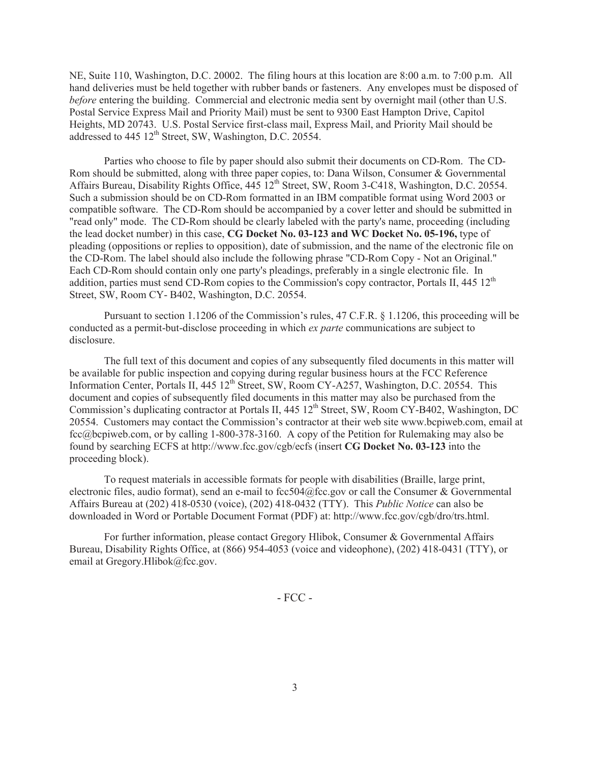NE, Suite 110, Washington, D.C. 20002. The filing hours at this location are 8:00 a.m. to 7:00 p.m. All hand deliveries must be held together with rubber bands or fasteners. Any envelopes must be disposed of *before* entering the building. Commercial and electronic media sent by overnight mail (other than U.S. Postal Service Express Mail and Priority Mail) must be sent to 9300 East Hampton Drive, Capitol Heights, MD 20743. U.S. Postal Service first-class mail, Express Mail, and Priority Mail should be addressed to 445 12th Street, SW, Washington, D.C. 20554.

Parties who choose to file by paper should also submit their documents on CD-Rom. The CD-Rom should be submitted, along with three paper copies, to: Dana Wilson, Consumer & Governmental Affairs Bureau, Disability Rights Office, 445 12th Street, SW, Room 3-C418, Washington, D.C. 20554. Such a submission should be on CD-Rom formatted in an IBM compatible format using Word 2003 or compatible software. The CD-Rom should be accompanied by a cover letter and should be submitted in "read only" mode. The CD-Rom should be clearly labeled with the party's name, proceeding (including the lead docket number) in this case, **CG Docket No. 03-123 and WC Docket No. 05-196,** type of pleading (oppositions or replies to opposition), date of submission, and the name of the electronic file on the CD-Rom. The label should also include the following phrase "CD-Rom Copy - Not an Original." Each CD-Rom should contain only one party's pleadings, preferably in a single electronic file. In addition, parties must send CD-Rom copies to the Commission's copy contractor, Portals II, 445 12th Street, SW, Room CY- B402, Washington, D.C. 20554.

Pursuant to section 1.1206 of the Commission's rules, 47 C.F.R. § 1.1206, this proceeding will be conducted as a permit-but-disclose proceeding in which *ex parte* communications are subject to disclosure.

The full text of this document and copies of any subsequently filed documents in this matter will be available for public inspection and copying during regular business hours at the FCC Reference Information Center, Portals II, 445 12th Street, SW, Room CY-A257, Washington, D.C. 20554. This document and copies of subsequently filed documents in this matter may also be purchased from the Commission's duplicating contractor at Portals II, 445 12th Street, SW, Room CY-B402, Washington, DC 20554. Customers may contact the Commission's contractor at their web site www.bcpiweb.com, email at fcc@bcpiweb.com, or by calling 1-800-378-3160. A copy of the Petition for Rulemaking may also be found by searching ECFS at http://www.fcc.gov/cgb/ecfs (insert **CG Docket No. 03-123** into the proceeding block).

To request materials in accessible formats for people with disabilities (Braille, large print, electronic files, audio format), send an e-mail to fcc504@fcc.gov or call the Consumer & Governmental Affairs Bureau at (202) 418-0530 (voice), (202) 418-0432 (TTY). This *Public Notice* can also be downloaded in Word or Portable Document Format (PDF) at: http://www.fcc.gov/cgb/dro/trs.html.

For further information, please contact Gregory Hlibok, Consumer & Governmental Affairs Bureau, Disability Rights Office, at (866) 954-4053 (voice and videophone), (202) 418-0431 (TTY), or email at Gregory.Hlibok@fcc.gov.

- FCC -